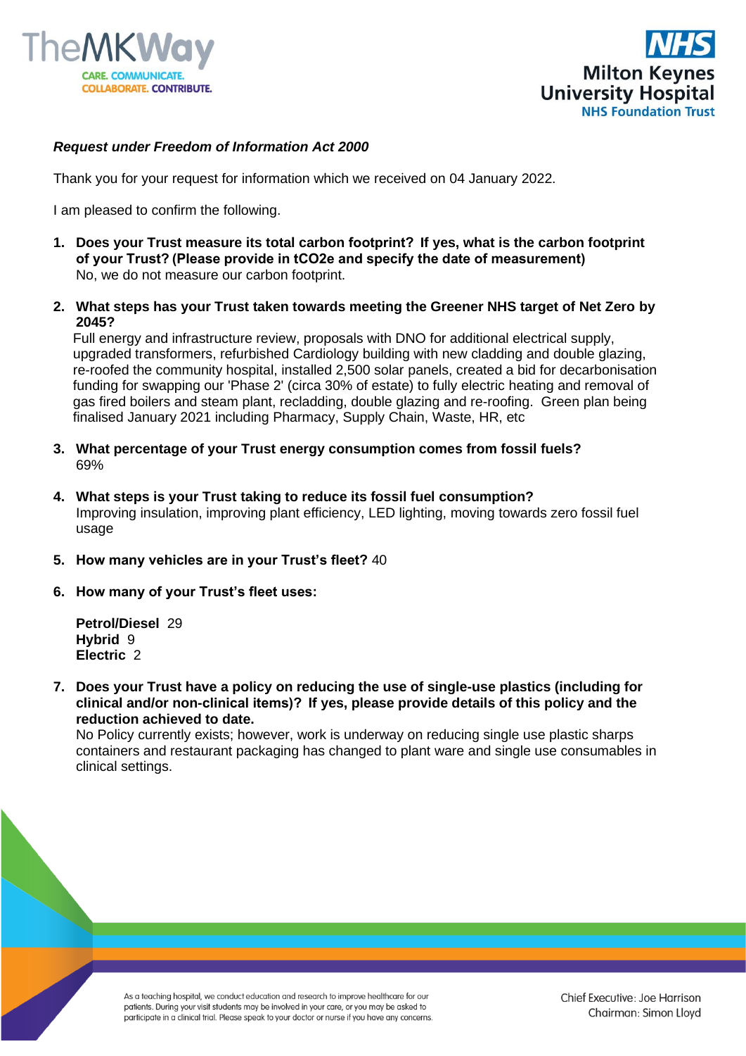*Request under Freedom of Information Act 2000*

Thank you for your request for information which we received on 04 January 2022.

I am pleased to confirm the following.

1. **Does your Trust measure its total carbon footprint? If yes, what is the carbon footprint of your Trust? (Please provide in $tCO_2e$ and specify the date of measurement)**
   No, we do not measure our carbon footprint.

2. **What steps has your Trust taken towards meeting the Greener NHS target of Net Zero by 2045?**
   Full energy and infrastructure review, proposals with DNO for additional electrical supply, upgraded transformers, refurbished Cardiology building with new cladding and double glazing, re-roofed the community hospital, installed 2,500 solar panels, created a bid for decarbonisation funding for swapping our 'Phase 2' (circa 30% of estate) to fully electric heating and removal of gas fired boilers and steam plant, recladding, double glazing and re-roofing. Green plan being finalised January 2021 including Pharmacy, Supply Chain, Waste, HR, etc

3. **What percentage of your Trust energy consumption comes from fossil fuels?**
   69%

4. **What steps is your Trust taking to reduce its fossil fuel consumption?**
   Improving insulation, improving plant efficiency, LED lighting, moving towards zero fossil fuel usage

5. **How many vehicles are in your Trust's fleet?** 40

6. **How many of your Trust's fleet uses:**

   **Petrol/Diesel** 29
   **Hybrid** 9
   **Electric** 2

7. **Does your Trust have a policy on reducing the use of single-use plastics (including for clinical and/or non-clinical items)? If yes, please provide details of this policy and the reduction achieved to date.**
   No Policy currently exists; however, work is underway on reducing single use plastic sharps containers and restaurant packaging has changed to plant ware and single use consumables in clinical settings.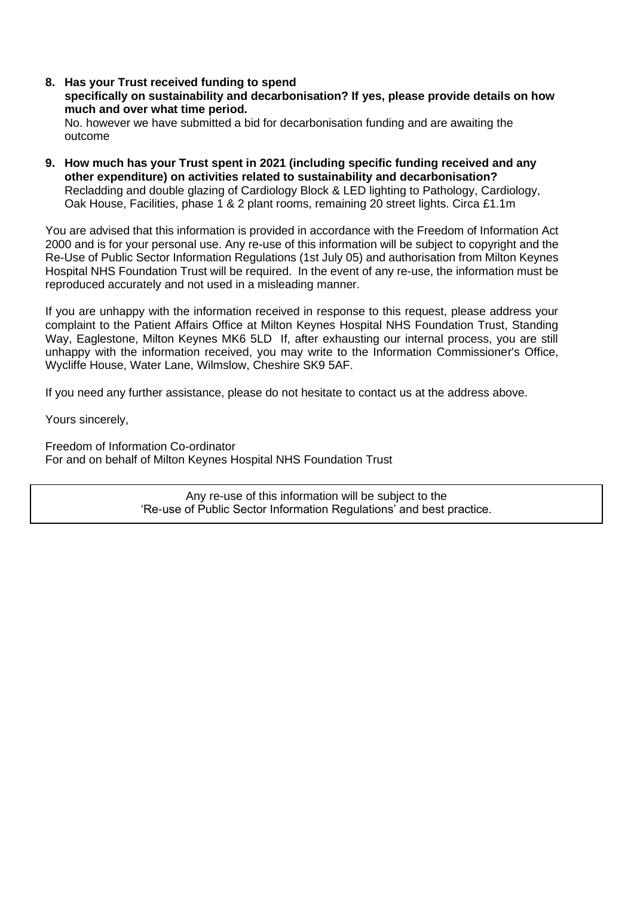8. **Has your Trust received funding to spend specifically on sustainability and decarbonisation? If yes, please provide details on how much and over what time period.**
   No. however we have submitted a bid for decarbonisation funding and are awaiting the outcome

9. **How much has your Trust spent in 2021 (including specific funding received and any other expenditure) on activities related to sustainability and decarbonisation?**
   Recladding and double glazing of Cardiology Block & LED lighting to Pathology, Cardiology, Oak House, Facilities, phase 1 & 2 plant rooms, remaining 20 street lights. Circa £1.1m

You are advised that this information is provided in accordance with the Freedom of Information Act 2000 and is for your personal use. Any re-use of this information will be subject to copyright and the Re-Use of Public Sector Information Regulations (1st July 05) and authorisation from Milton Keynes Hospital NHS Foundation Trust will be required. In the event of any re-use, the information must be reproduced accurately and not used in a misleading manner.

If you are unhappy with the information received in response to this request, please address your complaint to the Patient Affairs Office at Milton Keynes Hospital NHS Foundation Trust, Standing Way, Eaglestone, Milton Keynes MK6 5LD If, after exhausting our internal process, you are still unhappy with the information received, you may write to the Information Commissioner's Office, Wycliffe House, Water Lane, Wilmslow, Cheshire SK9 5AF.

If you need any further assistance, please do not hesitate to contact us at the address above.

Yours sincerely,

Freedom of Information Co-ordinator
For and on behalf of Milton Keynes Hospital NHS Foundation Trust

Any re-use of this information will be subject to the 'Re-use of Public Sector Information Regulations' and best practice.